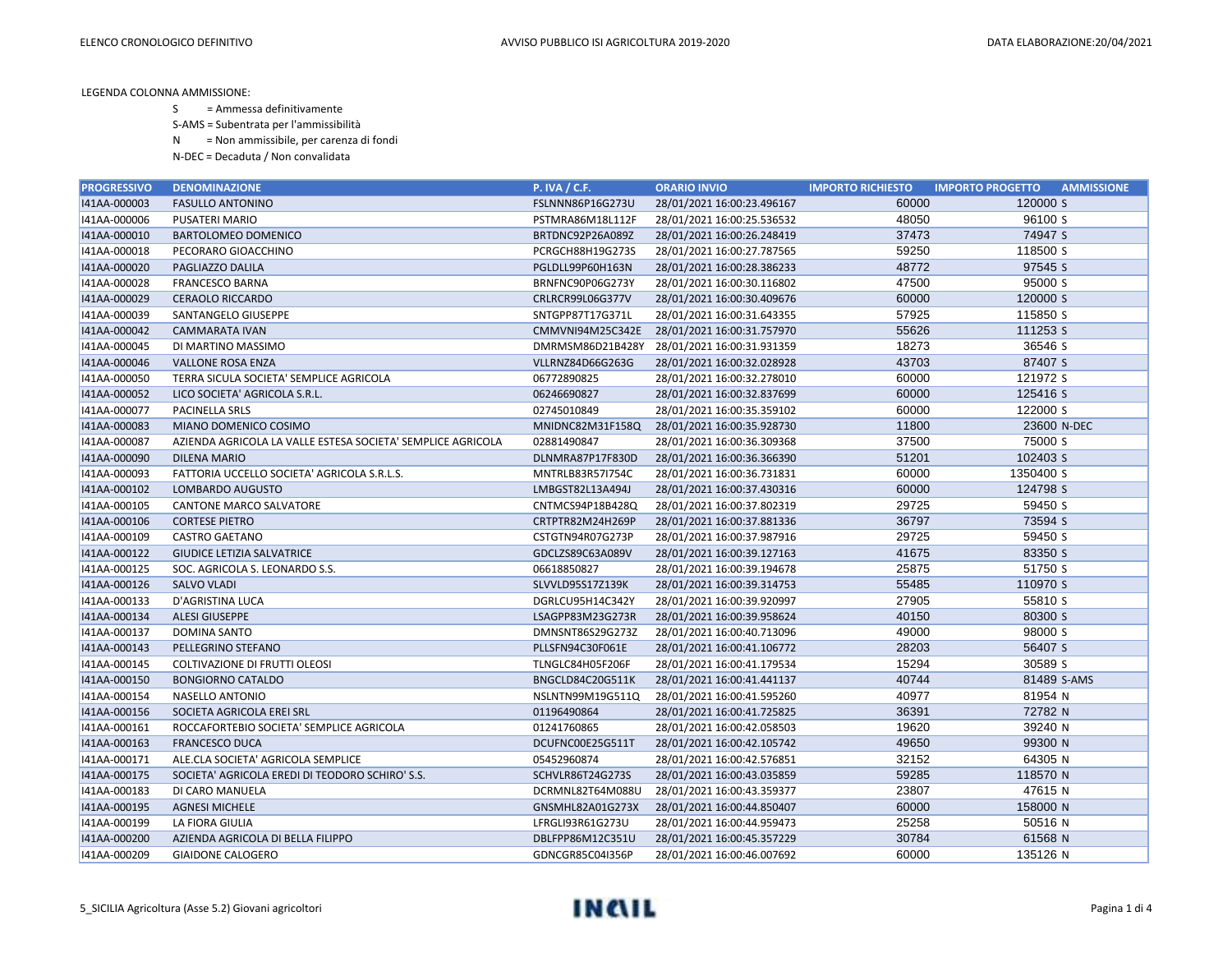LEGENDA COLONNA AMMISSIONE:

S = Ammessa definitivamente

S-AMS = Subentrata per l'ammissibilità

N = Non ammissibile, per carenza di fondi

N-DEC = Decaduta / Non convalidata

| PROGRESSIVO | DENOMINAZIONE | P. IVA / C.F. | ORARIO INVIO | IMPORTO RICHIESTO | IMPORTO PROGETTO | AMMISSIONE |
|---|---|---|---|---|---|---|
| I41AA-000003 | FASULLO ANTONINO | FSLNNN86P16G273U | 28/01/2021 16:00:23.496167 | 60000 | 120000 | S |
| I41AA-000006 | PUSATERI MARIO | PSTMRA86M18L112F | 28/01/2021 16:00:25.536532 | 48050 | 96100 | S |
| I41AA-000010 | BARTOLOMEO DOMENICO | BRTDNC92P26A089Z | 28/01/2021 16:00:26.248419 | 37473 | 74947 | S |
| I41AA-000018 | PECORARO GIOACCHINO | PCRGCH88H19G273S | 28/01/2021 16:00:27.787565 | 59250 | 118500 | S |
| I41AA-000020 | PAGLIAZZO DALILA | PGLDLL99P60H163N | 28/01/2021 16:00:28.386233 | 48772 | 97545 | S |
| I41AA-000028 | FRANCESCO BARNA | BRNFNC90P06G273Y | 28/01/2021 16:00:30.116802 | 47500 | 95000 | S |
| I41AA-000029 | CERAOLO RICCARDO | CRLRCR99L06G377V | 28/01/2021 16:00:30.409676 | 60000 | 120000 | S |
| I41AA-000039 | SANTANGELO GIUSEPPE | SNTGPP87T17G371L | 28/01/2021 16:00:31.643355 | 57925 | 115850 | S |
| I41AA-000042 | CAMMARATA IVAN | CMMVNI94M25C342E | 28/01/2021 16:00:31.757970 | 55626 | 111253 | S |
| I41AA-000045 | DI MARTINO MASSIMO | DMRMSM86D21B428Y | 28/01/2021 16:00:31.931359 | 18273 | 36546 | S |
| I41AA-000046 | VALLONE ROSA ENZA | VLLRNZ84D66G263G | 28/01/2021 16:00:32.028928 | 43703 | 87407 | S |
| I41AA-000050 | TERRA SICULA SOCIETA' SEMPLICE AGRICOLA | 06772890825 | 28/01/2021 16:00:32.278010 | 60000 | 121972 | S |
| I41AA-000052 | LICO SOCIETA' AGRICOLA S.R.L. | 06246690827 | 28/01/2021 16:00:32.837699 | 60000 | 125416 | S |
| I41AA-000077 | PACINELLA SRLS | 02745010849 | 28/01/2021 16:00:35.359102 | 60000 | 122000 | S |
| I41AA-000083 | MIANO DOMENICO COSIMO | MNIDNC82M31F158Q | 28/01/2021 16:00:35.928730 | 11800 | 23600 | N-DEC |
| I41AA-000087 | AZIENDA AGRICOLA LA VALLE ESTESA SOCIETA' SEMPLICE AGRICOLA | 02881490847 | 28/01/2021 16:00:36.309368 | 37500 | 75000 | S |
| I41AA-000090 | DILENA MARIO | DLNMRA87P17F830D | 28/01/2021 16:00:36.366390 | 51201 | 102403 | S |
| I41AA-000093 | FATTORIA UCCELLO SOCIETA' AGRICOLA S.R.L.S. | MNTRLB83R57I754C | 28/01/2021 16:00:36.731831 | 60000 | 1350400 | S |
| I41AA-000102 | LOMBARDO AUGUSTO | LMBGST82L13A494J | 28/01/2021 16:00:37.430316 | 60000 | 124798 | S |
| I41AA-000105 | CANTONE MARCO SALVATORE | CNTMCS94P18B428Q | 28/01/2021 16:00:37.802319 | 29725 | 59450 | S |
| I41AA-000106 | CORTESE PIETRO | CRTPTR82M24H269P | 28/01/2021 16:00:37.881336 | 36797 | 73594 | S |
| I41AA-000109 | CASTRO GAETANO | CSTGTN94R07G273P | 28/01/2021 16:00:37.987916 | 29725 | 59450 | S |
| I41AA-000122 | GIUDICE LETIZIA SALVATRICE | GDCLZS89C63A089V | 28/01/2021 16:00:39.127163 | 41675 | 83350 | S |
| I41AA-000125 | SOC. AGRICOLA S. LEONARDO S.S. | 06618850827 | 28/01/2021 16:00:39.194678 | 25875 | 51750 | S |
| I41AA-000126 | SALVO VLADI | SLVVLD95S17Z139K | 28/01/2021 16:00:39.314753 | 55485 | 110970 | S |
| I41AA-000133 | D'AGRISTINA LUCA | DGRLCU95H14C342Y | 28/01/2021 16:00:39.920997 | 27905 | 55810 | S |
| I41AA-000134 | ALESI GIUSEPPE | LSAGPP83M23G273R | 28/01/2021 16:00:39.958624 | 40150 | 80300 | S |
| I41AA-000137 | DOMINA SANTO | DMNSNT86S29G273Z | 28/01/2021 16:00:40.713096 | 49000 | 98000 | S |
| I41AA-000143 | PELLEGRINO STEFANO | PLLSFN94C30F061E | 28/01/2021 16:00:41.106772 | 28203 | 56407 | S |
| I41AA-000145 | COLTIVAZIONE DI FRUTTI OLEOSI | TLNGLC84H05F206F | 28/01/2021 16:00:41.179534 | 15294 | 30589 | S |
| I41AA-000150 | BONGIORNO CATALDO | BNGCLD84C20G511K | 28/01/2021 16:00:41.441137 | 40744 | 81489 | S-AMS |
| I41AA-000154 | NASELLO ANTONIO | NSLNTN99M19G511Q | 28/01/2021 16:00:41.595260 | 40977 | 81954 | N |
| I41AA-000156 | SOCIETA AGRICOLA EREI SRL | 01196490864 | 28/01/2021 16:00:41.725825 | 36391 | 72782 | N |
| I41AA-000161 | ROCCAFORTEBIO SOCIETA' SEMPLICE AGRICOLA | 01241760865 | 28/01/2021 16:00:42.058503 | 19620 | 39240 | N |
| I41AA-000163 | FRANCESCO DUCA | DCUFNC00E25G511T | 28/01/2021 16:00:42.105742 | 49650 | 99300 | N |
| I41AA-000171 | ALE.CLA SOCIETA' AGRICOLA SEMPLICE | 05452960874 | 28/01/2021 16:00:42.576851 | 32152 | 64305 | N |
| I41AA-000175 | SOCIETA' AGRICOLA EREDI DI TEODORO SCHIRO' S.S. | SCHVLR86T24G273S | 28/01/2021 16:00:43.035859 | 59285 | 118570 | N |
| I41AA-000183 | DI CARO MANUELA | DCRMNL82T64M088U | 28/01/2021 16:00:43.359377 | 23807 | 47615 | N |
| I41AA-000195 | AGNESI MICHELE | GNSMHL82A01G273X | 28/01/2021 16:00:44.850407 | 60000 | 158000 | N |
| I41AA-000199 | LA FIORA GIULIA | LFRGLI93R61G273U | 28/01/2021 16:00:44.959473 | 25258 | 50516 | N |
| I41AA-000200 | AZIENDA AGRICOLA DI BELLA FILIPPO | DBLFPP86M12C351U | 28/01/2021 16:00:45.357229 | 30784 | 61568 | N |
| I41AA-000209 | GIAIDONE CALOGERO | GDNCGR85C04I356P | 28/01/2021 16:00:46.007692 | 60000 | 135126 | N |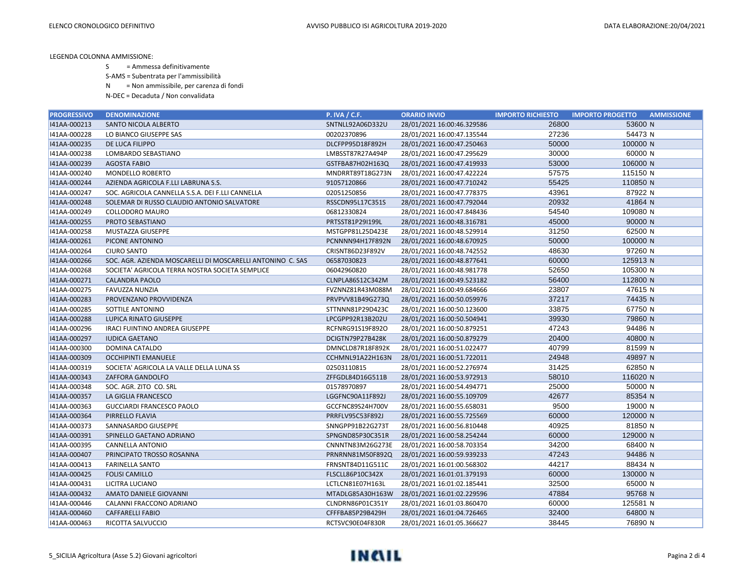LEGENDA COLONNA AMMISSIONE:

- S = Ammessa definitivamente
- S-AMS = Subentrata per l'ammissibilità
- N = Non ammissibile, per carenza di fondi
- N-DEC = Decaduta / Non convalidata

| PROGRESSIVO | DENOMINAZIONE | P. IVA / C.F. | ORARIO INVIO | IMPORTO RICHIESTO | IMPORTO PROGETTO | AMMISSIONE |
|---|---|---|---|---|---|---|
| I41AA-000213 | SANTO NICOLA ALBERTO | SNTNLL92A06D332U | 28/01/2021 16:00:46.329586 | 26800 | 53600 | N |
| I41AA-000228 | LO BIANCO GIUSEPPE SAS | 00202370896 | 28/01/2021 16:00:47.135544 | 27236 | 54473 | N |
| I41AA-000235 | DE LUCA FILIPPO | DLCFPP95D18F892H | 28/01/2021 16:00:47.250463 | 50000 | 100000 | N |
| I41AA-000238 | LOMBARDO SEBASTIANO | LMBSST87R27A494P | 28/01/2021 16:00:47.295629 | 30000 | 60000 | N |
| I41AA-000239 | AGOSTA FABIO | GSTFBA87H02H163Q | 28/01/2021 16:00:47.419933 | 53000 | 106000 | N |
| I41AA-000240 | MONDELLO ROBERTO | MNDRRT89T18G273N | 28/01/2021 16:00:47.422224 | 57575 | 115150 | N |
| I41AA-000244 | AZIENDA AGRICOLA F.LLI LABRUNA S.S. | 91057120866 | 28/01/2021 16:00:47.710242 | 55425 | 110850 | N |
| I41AA-000247 | SOC. AGRICOLA CANNELLA S.S.A. DEI F.LLI CANNELLA | 02051250856 | 28/01/2021 16:00:47.778375 | 43961 | 87922 | N |
| I41AA-000248 | SOLEMAR DI RUSSO CLAUDIO ANTONIO SALVATORE | RSSCDN95L17C351S | 28/01/2021 16:00:47.792044 | 20932 | 41864 | N |
| I41AA-000249 | COLLODORO MAURO | 06812330824 | 28/01/2021 16:00:47.848436 | 54540 | 109080 | N |
| I41AA-000255 | PROTO SEBASTIANO | PRTSST81P29I199L | 28/01/2021 16:00:48.316781 | 45000 | 90000 | N |
| I41AA-000258 | MUSTAZZA GIUSEPPE | MSTGPP81L25D423E | 28/01/2021 16:00:48.529914 | 31250 | 62500 | N |
| I41AA-000261 | PICONE ANTONINO | PCNNNN94H17F892N | 28/01/2021 16:00:48.670925 | 50000 | 100000 | N |
| I41AA-000264 | CIURO SANTO | CRISNT86D23F892V | 28/01/2021 16:00:48.742552 | 48630 | 97260 | N |
| I41AA-000266 | SOC. AGR. AZIENDA MOSCARELLI DI MOSCARELLI ANTONINO C. SAS | 06587030823 | 28/01/2021 16:00:48.877641 | 60000 | 125913 | N |
| I41AA-000268 | SOCIETA' AGRICOLA TERRA NOSTRA SOCIETA SEMPLICE | 06042960820 | 28/01/2021 16:00:48.981778 | 52650 | 105300 | N |
| I41AA-000271 | CALANDRA PAOLO | CLNPLA86S12C342M | 28/01/2021 16:00:49.523182 | 56400 | 112800 | N |
| I41AA-000275 | FAVUZZA NUNZIA | FVZNNZ81R43M088M | 28/01/2021 16:00:49.684666 | 23807 | 47615 | N |
| I41AA-000283 | PROVENZANO PROVVIDENZA | PRVPVV81B49G273Q | 28/01/2021 16:00:50.059976 | 37217 | 74435 | N |
| I41AA-000285 | SOTTILE ANTONINO | STTNNN81P29D423C | 28/01/2021 16:00:50.123600 | 33875 | 67750 | N |
| I41AA-000288 | LUPICA RINATO GIUSEPPE | LPCGPP92R13B202U | 28/01/2021 16:00:50.504941 | 39930 | 79860 | N |
| I41AA-000296 | IRACI FUINTINO ANDREA GIUSEPPE | RCFNRG91S19F892O | 28/01/2021 16:00:50.879251 | 47243 | 94486 | N |
| I41AA-000297 | IUDICA GAETANO | DCIGTN79P27B428K | 28/01/2021 16:00:50.879279 | 20400 | 40800 | N |
| I41AA-000300 | DOMINA CATALDO | DMNCLD87R18F892K | 28/01/2021 16:00:51.022477 | 40799 | 81599 | N |
| I41AA-000309 | OCCHIPINTI EMANUELE | CCHMNL91A22H163N | 28/01/2021 16:00:51.722011 | 24948 | 49897 | N |
| I41AA-000319 | SOCIETA' AGRICOLA LA VALLE DELLA LUNA SS | 02503110815 | 28/01/2021 16:00:52.276974 | 31425 | 62850 | N |
| I41AA-000343 | ZAFFORA GANDOLFO | ZFFGDL84D16G511B | 28/01/2021 16:00:53.972913 | 58010 | 116020 | N |
| I41AA-000348 | SOC. AGR. ZITO CO. SRL | 01578970897 | 28/01/2021 16:00:54.494771 | 25000 | 50000 | N |
| I41AA-000357 | LA GIGLIA FRANCESCO | LGGFNC90A11F892J | 28/01/2021 16:00:55.109709 | 42677 | 85354 | N |
| I41AA-000363 | GUCCIARDI FRANCESCO PAOLO | GCCFNC89S24H700V | 28/01/2021 16:00:55.658031 | 9500 | 19000 | N |
| I41AA-000364 | PIRRELLO FLAVIA | PRRFLV95C53F892J | 28/01/2021 16:00:55.725569 | 60000 | 120000 | N |
| I41AA-000373 | SANNASARDO GIUSEPPE | SNNGPP91B22G273T | 28/01/2021 16:00:56.810448 | 40925 | 81850 | N |
| I41AA-000391 | SPINELLO GAETANO ADRIANO | SPNGND85P30C351R | 28/01/2021 16:00:58.254244 | 60000 | 129000 | N |
| I41AA-000395 | CANNELLA ANTONIO | CNNNTN83M26G273E | 28/01/2021 16:00:58.703354 | 34200 | 68400 | N |
| I41AA-000407 | PRINCIPATO TROSSO ROSANNA | PRNRNN81M50F892Q | 28/01/2021 16:00:59.939233 | 47243 | 94486 | N |
| I41AA-000413 | FARINELLA SANTO | FRNSNT84D11G511C | 28/01/2021 16:01:00.568302 | 44217 | 88434 | N |
| I41AA-000425 | FOLISI CAMILLO | FLSCLL86P10C342X | 28/01/2021 16:01:01.379193 | 60000 | 130000 | N |
| I41AA-000431 | LICITRA LUCIANO | LCTLCN81E07H163L | 28/01/2021 16:01:02.185441 | 32500 | 65000 | N |
| I41AA-000432 | AMATO DANIELE GIOVANNI | MTADLG85A30H163W | 28/01/2021 16:01:02.229596 | 47884 | 95768 | N |
| I41AA-000446 | CALANNI FRACCONO ADRIANO | CLNDRN86P01C351Y | 28/01/2021 16:01:03.860470 | 60000 | 125581 | N |
| I41AA-000460 | CAFFARELLI FABIO | CFFFBA85P29B429H | 28/01/2021 16:01:04.726465 | 32400 | 64800 | N |
| I41AA-000463 | RICOTTA SALVUCCIO | RCTSVC90E04F830R | 28/01/2021 16:01:05.366627 | 38445 | 76890 | N |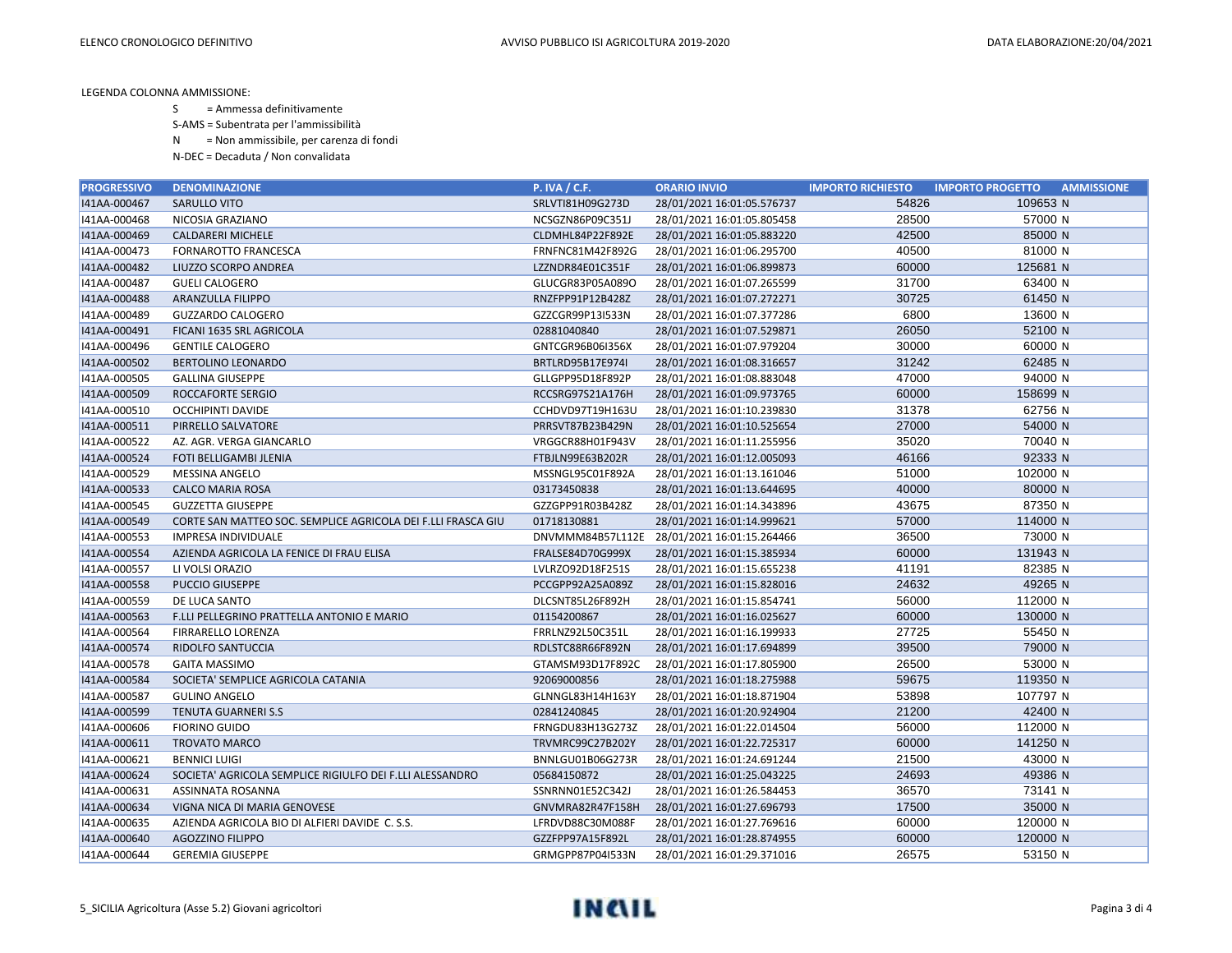LEGENDA COLONNA AMMISSIONE:

S = Ammessa definitivamente

S-AMS = Subentrata per l'ammissibilità

N = Non ammissibile, per carenza di fondi

N-DEC = Decaduta / Non convalidata

| PROGRESSIVO | DENOMINAZIONE | P. IVA / C.F. | ORARIO INVIO | IMPORTO RICHIESTO | IMPORTO PROGETTO | AMMISSIONE |
|---|---|---|---|---|---|---|
| I41AA-000467 | SARULLO VITO | SRLVTI81H09G273D | 28/01/2021 16:01:05.576737 | 54826 | 109653 | N |
| I41AA-000468 | NICOSIA GRAZIANO | NCSGZN86P09C351J | 28/01/2021 16:01:05.805458 | 28500 | 57000 | N |
| I41AA-000469 | CALDARERI MICHELE | CLDMHL84P22F892E | 28/01/2021 16:01:05.883220 | 42500 | 85000 | N |
| I41AA-000473 | FORNAROTTO FRANCESCA | FRNFNC81M42F892G | 28/01/2021 16:01:06.295700 | 40500 | 81000 | N |
| I41AA-000482 | LIUZZO SCORPO ANDREA | LZZNDR84E01C351F | 28/01/2021 16:01:06.899873 | 60000 | 125681 | N |
| I41AA-000487 | GUELI CALOGERO | GLUCGR83P05A089O | 28/01/2021 16:01:07.265599 | 31700 | 63400 | N |
| I41AA-000488 | ARANZULLA FILIPPO | RNZFPP91P12B428Z | 28/01/2021 16:01:07.272271 | 30725 | 61450 | N |
| I41AA-000489 | GUZZARDO CALOGERO | GZZCGR99P13I533N | 28/01/2021 16:01:07.377286 | 6800 | 13600 | N |
| I41AA-000491 | FICANI 1635 SRL AGRICOLA | 02881040840 | 28/01/2021 16:01:07.529871 | 26050 | 52100 | N |
| I41AA-000496 | GENTILE CALOGERO | GNTCGR96B06I356X | 28/01/2021 16:01:07.979204 | 30000 | 60000 | N |
| I41AA-000502 | BERTOLINO LEONARDO | BRTLRD95B17E974I | 28/01/2021 16:01:08.316657 | 31242 | 62485 | N |
| I41AA-000505 | GALLINA GIUSEPPE | GLLGPP95D18F892P | 28/01/2021 16:01:08.883048 | 47000 | 94000 | N |
| I41AA-000509 | ROCCAFORTE SERGIO | RCCSRG97S21A176H | 28/01/2021 16:01:09.973765 | 60000 | 158699 | N |
| I41AA-000510 | OCCHIPINTI DAVIDE | CCHDVD97T19H163U | 28/01/2021 16:01:10.239830 | 31378 | 62756 | N |
| I41AA-000511 | PIRRELLO SALVATORE | PRRSVT87B23B429N | 28/01/2021 16:01:10.525654 | 27000 | 54000 | N |
| I41AA-000522 | AZ. AGR. VERGA GIANCARLO | VRGGCR88H01F943V | 28/01/2021 16:01:11.255956 | 35020 | 70040 | N |
| I41AA-000524 | FOTI BELLIGAMBI JLENIA | FTBJLN99E63B202R | 28/01/2021 16:01:12.005093 | 46166 | 92333 | N |
| I41AA-000529 | MESSINA ANGELO | MSSNGL95C01F892A | 28/01/2021 16:01:13.161046 | 51000 | 102000 | N |
| I41AA-000533 | CALCO MARIA ROSA | 03173450838 | 28/01/2021 16:01:13.644695 | 40000 | 80000 | N |
| I41AA-000545 | GUZZETTA GIUSEPPE | GZZGPP91R03B428Z | 28/01/2021 16:01:14.343896 | 43675 | 87350 | N |
| I41AA-000549 | CORTE SAN MATTEO SOC. SEMPLICE AGRICOLA DEI F.LLI FRASCA GIU | 01718130881 | 28/01/2021 16:01:14.999621 | 57000 | 114000 | N |
| I41AA-000553 | IMPRESA INDIVIDUALE | DNVMMM84B57L112E | 28/01/2021 16:01:15.264466 | 36500 | 73000 | N |
| I41AA-000554 | AZIENDA AGRICOLA LA FENICE DI FRAU ELISA | FRALSE84D70G999X | 28/01/2021 16:01:15.385934 | 60000 | 131943 | N |
| I41AA-000557 | LI VOLSI ORAZIO | LVLRZO92D18F251S | 28/01/2021 16:01:15.655238 | 41191 | 82385 | N |
| I41AA-000558 | PUCCIO GIUSEPPE | PCCGPP92A25A089Z | 28/01/2021 16:01:15.828016 | 24632 | 49265 | N |
| I41AA-000559 | DE LUCA SANTO | DLCSNT85L26F892H | 28/01/2021 16:01:15.854741 | 56000 | 112000 | N |
| I41AA-000563 | F.LLI PELLEGRINO PRATTELLA ANTONIO E MARIO | 01154200867 | 28/01/2021 16:01:16.025627 | 60000 | 130000 | N |
| I41AA-000564 | FIRRARELLO LORENZA | FRRLNZ92L50C351L | 28/01/2021 16:01:16.199933 | 27725 | 55450 | N |
| I41AA-000574 | RIDOLFO SANTUCCIA | RDLSTC88R66F892N | 28/01/2021 16:01:17.694899 | 39500 | 79000 | N |
| I41AA-000578 | GAITA MASSIMO | GTAMSM93D17F892C | 28/01/2021 16:01:17.805900 | 26500 | 53000 | N |
| I41AA-000584 | SOCIETA' SEMPLICE AGRICOLA CATANIA | 92069000856 | 28/01/2021 16:01:18.275988 | 59675 | 119350 | N |
| I41AA-000587 | GULINO ANGELO | GLNNGL83H14H163Y | 28/01/2021 16:01:18.871904 | 53898 | 107797 | N |
| I41AA-000599 | TENUTA GUARNERI S.S | 02841240845 | 28/01/2021 16:01:20.924904 | 21200 | 42400 | N |
| I41AA-000606 | FIORINO GUIDO | FRNGDU83H13G273Z | 28/01/2021 16:01:22.014504 | 56000 | 112000 | N |
| I41AA-000611 | TROVATO MARCO | TRVMRC99C27B202Y | 28/01/2021 16:01:22.725317 | 60000 | 141250 | N |
| I41AA-000621 | BENNICI LUIGI | BNNLGU01B06G273R | 28/01/2021 16:01:24.691244 | 21500 | 43000 | N |
| I41AA-000624 | SOCIETA' AGRICOLA SEMPLICE RIGIULFO DEI F.LLI ALESSANDRO | 05684150872 | 28/01/2021 16:01:25.043225 | 24693 | 49386 | N |
| I41AA-000631 | ASSINNATA ROSANNA | SSNRNN01E52C342J | 28/01/2021 16:01:26.584453 | 36570 | 73141 | N |
| I41AA-000634 | VIGNA NICA DI MARIA GENOVESE | GNVMRA82R47F158H | 28/01/2021 16:01:27.696793 | 17500 | 35000 | N |
| I41AA-000635 | AZIENDA AGRICOLA BIO DI ALFIERI DAVIDE C. S.S. | LFRDVD88C30M088F | 28/01/2021 16:01:27.769616 | 60000 | 120000 | N |
| I41AA-000640 | AGOZZINO FILIPPO | GZZFPP97A15F892L | 28/01/2021 16:01:28.874955 | 60000 | 120000 | N |
| I41AA-000644 | GEREMIA GIUSEPPE | GRMGPP87P04I533N | 28/01/2021 16:01:29.371016 | 26575 | 53150 | N |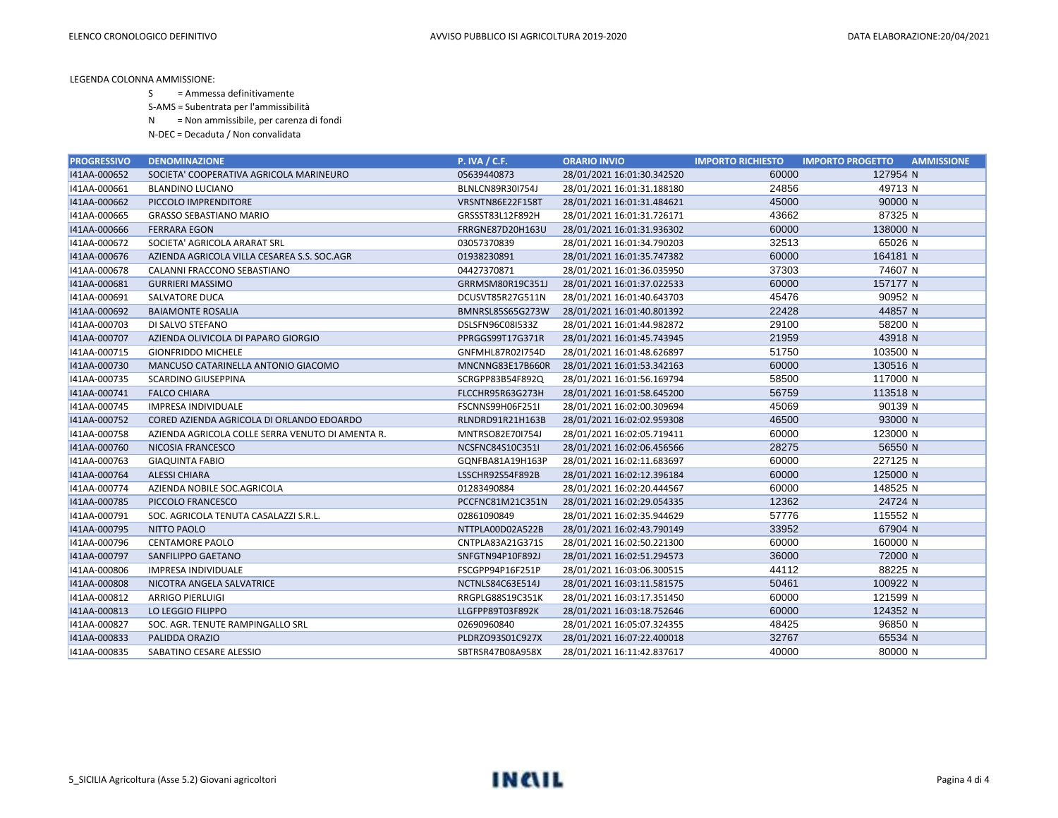LEGENDA COLONNA AMMISSIONE:

S = Ammessa definitivamente

S-AMS = Subentrata per l'ammissibilità

N = Non ammissibile, per carenza di fondi

N-DEC = Decaduta / Non convalidata

| PROGRESSIVO | DENOMINAZIONE | P. IVA / C.F. | ORARIO INVIO | IMPORTO RICHIESTO | IMPORTO PROGETTO | AMMISSIONE |
|---|---|---|---|---|---|---|
| I41AA-000652 | SOCIETA' COOPERATIVA AGRICOLA MARINEURO | 05639440873 | 28/01/2021 16:01:30.342520 | 60000 | 127954 | N |
| I41AA-000661 | BLANDINO LUCIANO | BLNLCN89R30I754J | 28/01/2021 16:01:31.188180 | 24856 | 49713 | N |
| I41AA-000662 | PICCOLO IMPRENDITORE | VRSNTN86E22F158T | 28/01/2021 16:01:31.484621 | 45000 | 90000 | N |
| I41AA-000665 | GRASSO SEBASTIANO MARIO | GRSSST83L12F892H | 28/01/2021 16:01:31.726171 | 43662 | 87325 | N |
| I41AA-000666 | FERRARA EGON | FRRGNE87D20H163U | 28/01/2021 16:01:31.936302 | 60000 | 138000 | N |
| I41AA-000672 | SOCIETA' AGRICOLA ARARAT SRL | 03057370839 | 28/01/2021 16:01:34.790203 | 32513 | 65026 | N |
| I41AA-000676 | AZIENDA AGRICOLA VILLA CESAREA S.S. SOC.AGR | 01938230891 | 28/01/2021 16:01:35.747382 | 60000 | 164181 | N |
| I41AA-000678 | CALANNI FRACCONO SEBASTIANO | 04427370871 | 28/01/2021 16:01:36.035950 | 37303 | 74607 | N |
| I41AA-000681 | GURRIERI MASSIMO | GRRMSM80R19C351J | 28/01/2021 16:01:37.022533 | 60000 | 157177 | N |
| I41AA-000691 | SALVATORE DUCA | DCUSVT85R27G511N | 28/01/2021 16:01:40.643703 | 45476 | 90952 | N |
| I41AA-000692 | BAIAMONTE ROSALIA | BMNRSL85S65G273W | 28/01/2021 16:01:40.801392 | 22428 | 44857 | N |
| I41AA-000703 | DI SALVO STEFANO | DSLSFN96C08I533Z | 28/01/2021 16:01:44.982872 | 29100 | 58200 | N |
| I41AA-000707 | AZIENDA OLIVICOLA DI PAPARO GIORGIO | PPRGGS99T17G371R | 28/01/2021 16:01:45.743945 | 21959 | 43918 | N |
| I41AA-000715 | GIONFRIDDO MICHELE | GNFMHL87R02I754D | 28/01/2021 16:01:48.626897 | 51750 | 103500 | N |
| I41AA-000730 | MANCUSO CATARINELLA ANTONIO GIACOMO | MNCNNG83E17B660R | 28/01/2021 16:01:53.342163 | 60000 | 130516 | N |
| I41AA-000735 | SCARDINO GIUSEPPINA | SCRGPP83B54F892Q | 28/01/2021 16:01:56.169794 | 58500 | 117000 | N |
| I41AA-000741 | FALCO CHIARA | FLCCHR95R63G273H | 28/01/2021 16:01:58.645200 | 56759 | 113518 | N |
| I41AA-000745 | IMPRESA INDIVIDUALE | FSCNNS99H06F251I | 28/01/2021 16:02:00.309694 | 45069 | 90139 | N |
| I41AA-000752 | CORED AZIENDA AGRICOLA DI ORLANDO EDOARDO | RLNDRD91R21H163B | 28/01/2021 16:02:02.959308 | 46500 | 93000 | N |
| I41AA-000758 | AZIENDA AGRICOLA COLLE SERRA VENUTO DI AMENTA R. | MNTRSO82E70I754J | 28/01/2021 16:02:05.719411 | 60000 | 123000 | N |
| I41AA-000760 | NICOSIA FRANCESCO | NCSFNC84S10C351I | 28/01/2021 16:02:06.456566 | 28275 | 56550 | N |
| I41AA-000763 | GIAQUINTA FABIO | GQNFBA81A19H163P | 28/01/2021 16:02:11.683697 | 60000 | 227125 | N |
| I41AA-000764 | ALESSI CHIARA | LSSCHR92S54F892B | 28/01/2021 16:02:12.396184 | 60000 | 125000 | N |
| I41AA-000774 | AZIENDA NOBILE SOC.AGRICOLA | 01283490884 | 28/01/2021 16:02:20.444567 | 60000 | 148525 | N |
| I41AA-000785 | PICCOLO FRANCESCO | PCCFNC81M21C351N | 28/01/2021 16:02:29.054335 | 12362 | 24724 | N |
| I41AA-000791 | SOC. AGRICOLA TENUTA CASALAZZI S.R.L. | 02861090849 | 28/01/2021 16:02:35.944629 | 57776 | 115552 | N |
| I41AA-000795 | NITTO PAOLO | NTTPLA00D02A522B | 28/01/2021 16:02:43.790149 | 33952 | 67904 | N |
| I41AA-000796 | CENTAMORE PAOLO | CNTPLA83A21G371S | 28/01/2021 16:02:50.221300 | 60000 | 160000 | N |
| I41AA-000797 | SANFILIPPO GAETANO | SNFGTN94P10F892J | 28/01/2021 16:02:51.294573 | 36000 | 72000 | N |
| I41AA-000806 | IMPRESA INDIVIDUALE | FSCGPP94P16F251P | 28/01/2021 16:03:06.300515 | 44112 | 88225 | N |
| I41AA-000808 | NICOTRA ANGELA SALVATRICE | NCTNLS84C63E514J | 28/01/2021 16:03:11.581575 | 50461 | 100922 | N |
| I41AA-000812 | ARRIGO PIERLUIGI | RRGPLG88S19C351K | 28/01/2021 16:03:17.351450 | 60000 | 121599 | N |
| I41AA-000813 | LO LEGGIO FILIPPO | LLGFPP89T03F892K | 28/01/2021 16:03:18.752646 | 60000 | 124352 | N |
| I41AA-000827 | SOC. AGR. TENUTE RAMPINGALLO SRL | 02690960840 | 28/01/2021 16:05:07.324355 | 48425 | 96850 | N |
| I41AA-000833 | PALIDDA ORAZIO | PLDRZO93S01C927X | 28/01/2021 16:07:22.400018 | 32767 | 65534 | N |
| I41AA-000835 | SABATINO CESARE ALESSIO | SBTRSR47B08A958X | 28/01/2021 16:11:42.837617 | 40000 | 80000 | N |